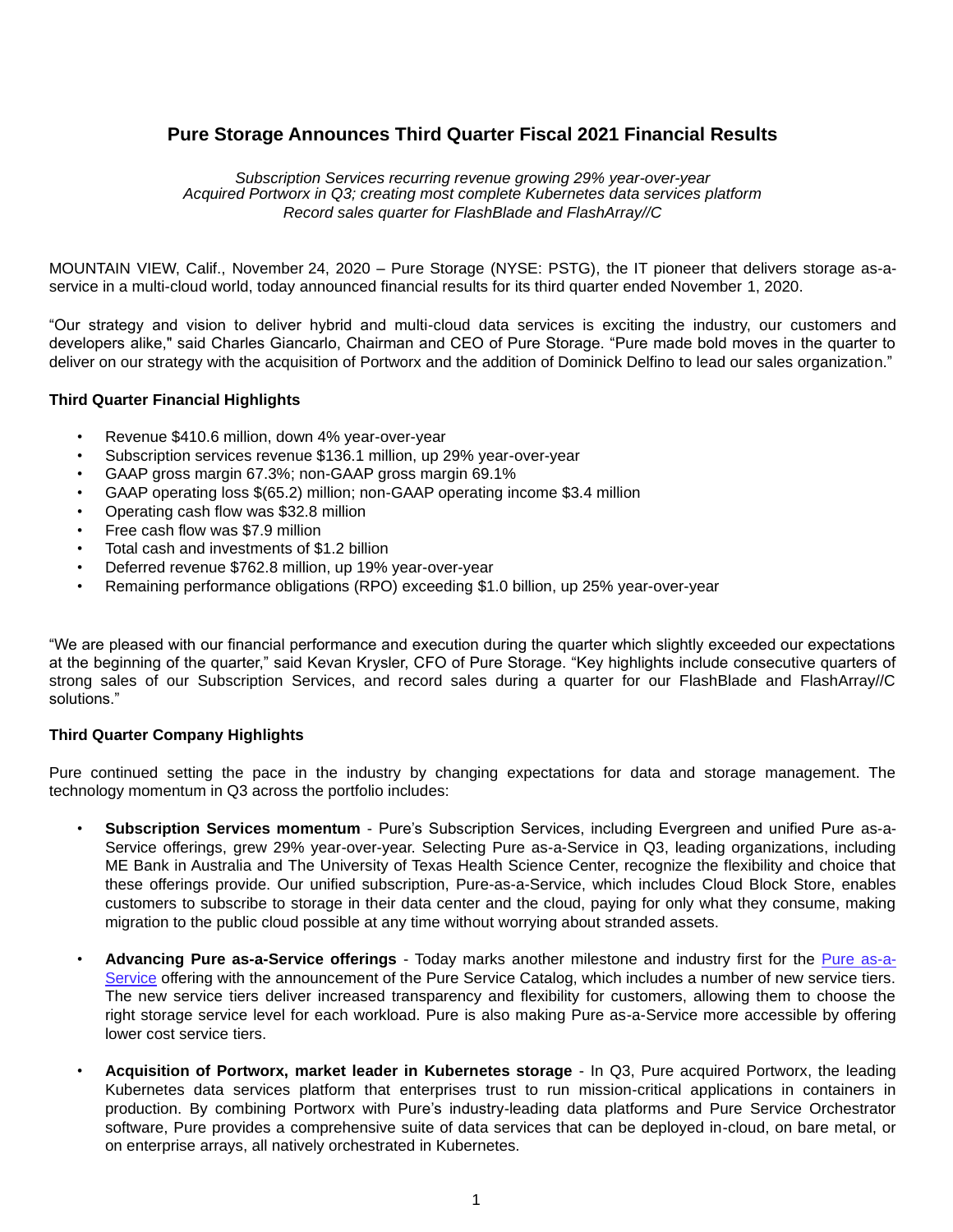# Pure Storage Announces Third Quarter Fiscal 2021 Financial Results

*Subscription Services recurring revenue growing 29% year-over-year*
*Acquired Portworx in Q3; creating most complete Kubernetes data services platform*
*Record sales quarter for FlashBlade and FlashArray//C*

MOUNTAIN VIEW, Calif., November 24, 2020 – Pure Storage (NYSE: PSTG), the IT pioneer that delivers storage as-a-service in a multi-cloud world, today announced financial results for its third quarter ended November 1, 2020.

"Our strategy and vision to deliver hybrid and multi-cloud data services is exciting the industry, our customers and developers alike," said Charles Giancarlo, Chairman and CEO of Pure Storage. "Pure made bold moves in the quarter to deliver on our strategy with the acquisition of Portworx and the addition of Dominick Delfino to lead our sales organization."

**Third Quarter Financial Highlights**

- Revenue $410.6 million, down 4% year-over-year
- Subscription services revenue $136.1 million, up 29% year-over-year
- GAAP gross margin 67.3%; non-GAAP gross margin 69.1%
- GAAP operating loss $(65.2) million; non-GAAP operating income $3.4 million
- Operating cash flow was $32.8 million
- Free cash flow was $7.9 million
- Total cash and investments of $1.2 billion
- Deferred revenue $762.8 million, up 19% year-over-year
- Remaining performance obligations (RPO) exceeding $1.0 billion, up 25% year-over-year

"We are pleased with our financial performance and execution during the quarter which slightly exceeded our expectations at the beginning of the quarter," said Kevan Krysler, CFO of Pure Storage. "Key highlights include consecutive quarters of strong sales of our Subscription Services, and record sales during a quarter for our FlashBlade and FlashArray//C solutions."

**Third Quarter Company Highlights**

Pure continued setting the pace in the industry by changing expectations for data and storage management. The technology momentum in Q3 across the portfolio includes:

- **Subscription Services momentum** - Pure's Subscription Services, including Evergreen and unified Pure as-a-Service offerings, grew 29% year-over-year. Selecting Pure as-a-Service in Q3, leading organizations, including ME Bank in Australia and The University of Texas Health Science Center, recognize the flexibility and choice that these offerings provide. Our unified subscription, Pure-as-a-Service, which includes Cloud Block Store, enables customers to subscribe to storage in their data center and the cloud, paying for only what they consume, making migration to the public cloud possible at any time without worrying about stranded assets.

- **Advancing Pure as-a-Service offerings** - Today marks another milestone and industry first for the Pure as-a-Service offering with the announcement of the Pure Service Catalog, which includes a number of new service tiers. The new service tiers deliver increased transparency and flexibility for customers, allowing them to choose the right storage service level for each workload. Pure is also making Pure as-a-Service more accessible by offering lower cost service tiers.

- **Acquisition of Portworx, market leader in Kubernetes storage** - In Q3, Pure acquired Portworx, the leading Kubernetes data services platform that enterprises trust to run mission-critical applications in containers in production. By combining Portworx with Pure's industry-leading data platforms and Pure Service Orchestrator software, Pure provides a comprehensive suite of data services that can be deployed in-cloud, on bare metal, or on enterprise arrays, all natively orchestrated in Kubernetes.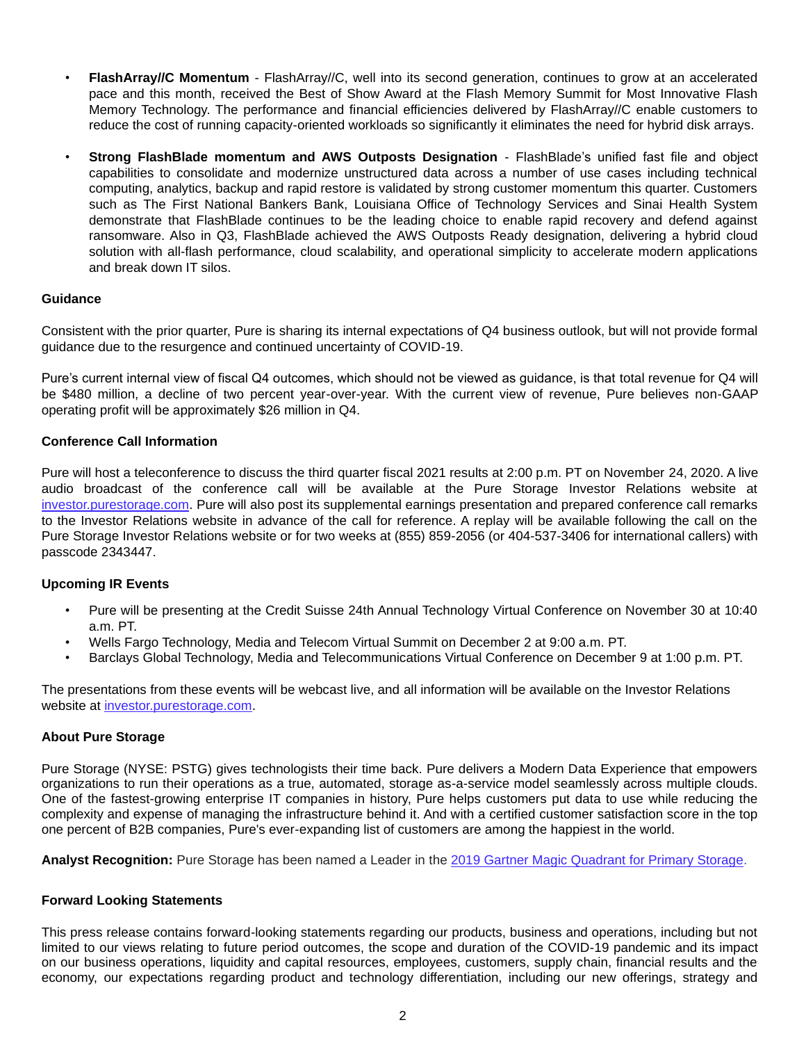- **FlashArray//C Momentum** - FlashArray//C, well into its second generation, continues to grow at an accelerated pace and this month, received the Best of Show Award at the Flash Memory Summit for Most Innovative Flash Memory Technology. The performance and financial efficiencies delivered by FlashArray//C enable customers to reduce the cost of running capacity-oriented workloads so significantly it eliminates the need for hybrid disk arrays.

- **Strong FlashBlade momentum and AWS Outposts Designation** - FlashBlade's unified fast file and object capabilities to consolidate and modernize unstructured data across a number of use cases including technical computing, analytics, backup and rapid restore is validated by strong customer momentum this quarter. Customers such as The First National Bankers Bank, Louisiana Office of Technology Services and Sinai Health System demonstrate that FlashBlade continues to be the leading choice to enable rapid recovery and defend against ransomware. Also in Q3, FlashBlade achieved the AWS Outposts Ready designation, delivering a hybrid cloud solution with all-flash performance, cloud scalability, and operational simplicity to accelerate modern applications and break down IT silos.

**Guidance**

Consistent with the prior quarter, Pure is sharing its internal expectations of Q4 business outlook, but will not provide formal guidance due to the resurgence and continued uncertainty of COVID-19.

Pure's current internal view of fiscal Q4 outcomes, which should not be viewed as guidance, is that total revenue for Q4 will be $480 million, a decline of two percent year-over-year. With the current view of revenue, Pure believes non-GAAP operating profit will be approximately $26 million in Q4.

**Conference Call Information**

Pure will host a teleconference to discuss the third quarter fiscal 2021 results at 2:00 p.m. PT on November 24, 2020. A live audio broadcast of the conference call will be available at the Pure Storage Investor Relations website at [investor.purestorage.com](investor.purestorage.com). Pure will also post its supplemental earnings presentation and prepared conference call remarks to the Investor Relations website in advance of the call for reference. A replay will be available following the call on the Pure Storage Investor Relations website or for two weeks at (855) 859-2056 (or 404-537-3406 for international callers) with passcode 2343447.

**Upcoming IR Events**

- Pure will be presenting at the Credit Suisse 24th Annual Technology Virtual Conference on November 30 at 10:40 a.m. PT.
- Wells Fargo Technology, Media and Telecom Virtual Summit on December 2 at 9:00 a.m. PT.
- Barclays Global Technology, Media and Telecommunications Virtual Conference on December 9 at 1:00 p.m. PT.

The presentations from these events will be webcast live, and all information will be available on the Investor Relations website at [investor.purestorage.com](investor.purestorage.com).

**About Pure Storage**

Pure Storage (NYSE: PSTG) gives technologists their time back. Pure delivers a Modern Data Experience that empowers organizations to run their operations as a true, automated, storage as-a-service model seamlessly across multiple clouds. One of the fastest-growing enterprise IT companies in history, Pure helps customers put data to use while reducing the complexity and expense of managing the infrastructure behind it. And with a certified customer satisfaction score in the top one percent of B2B companies, Pure's ever-expanding list of customers are among the happiest in the world.

**Analyst Recognition:** Pure Storage has been named a Leader in the 2019 Gartner Magic Quadrant for Primary Storage.

**Forward Looking Statements**

This press release contains forward-looking statements regarding our products, business and operations, including but not limited to our views relating to future period outcomes, the scope and duration of the COVID-19 pandemic and its impact on our business operations, liquidity and capital resources, employees, customers, supply chain, financial results and the economy, our expectations regarding product and technology differentiation, including our new offerings, strategy and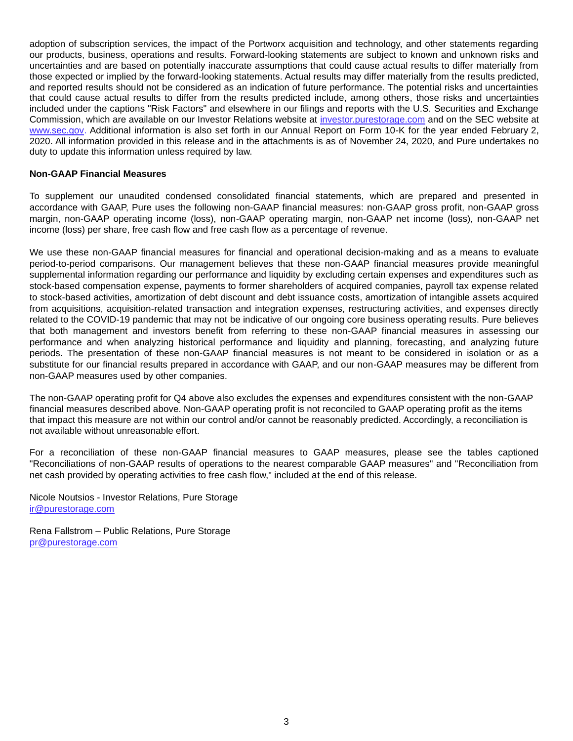adoption of subscription services, the impact of the Portworx acquisition and technology, and other statements regarding our products, business, operations and results. Forward-looking statements are subject to known and unknown risks and uncertainties and are based on potentially inaccurate assumptions that could cause actual results to differ materially from those expected or implied by the forward-looking statements. Actual results may differ materially from the results predicted, and reported results should not be considered as an indication of future performance. The potential risks and uncertainties that could cause actual results to differ from the results predicted include, among others, those risks and uncertainties included under the captions "Risk Factors" and elsewhere in our filings and reports with the U.S. Securities and Exchange Commission, which are available on our Investor Relations website at [investor.purestorage.com](investor.purestorage.com) and on the SEC website at [www.sec.gov](www.sec.gov). Additional information is also set forth in our Annual Report on Form 10-K for the year ended February 2, 2020. All information provided in this release and in the attachments is as of November 24, 2020, and Pure undertakes no duty to update this information unless required by law.

**Non-GAAP Financial Measures**

To supplement our unaudited condensed consolidated financial statements, which are prepared and presented in accordance with GAAP, Pure uses the following non-GAAP financial measures: non-GAAP gross profit, non-GAAP gross margin, non-GAAP operating income (loss), non-GAAP operating margin, non-GAAP net income (loss), non-GAAP net income (loss) per share, free cash flow and free cash flow as a percentage of revenue.

We use these non-GAAP financial measures for financial and operational decision-making and as a means to evaluate period-to-period comparisons. Our management believes that these non-GAAP financial measures provide meaningful supplemental information regarding our performance and liquidity by excluding certain expenses and expenditures such as stock-based compensation expense, payments to former shareholders of acquired companies, payroll tax expense related to stock-based activities, amortization of debt discount and debt issuance costs, amortization of intangible assets acquired from acquisitions, acquisition-related transaction and integration expenses, restructuring activities, and expenses directly related to the COVID-19 pandemic that may not be indicative of our ongoing core business operating results. Pure believes that both management and investors benefit from referring to these non-GAAP financial measures in assessing our performance and when analyzing historical performance and liquidity and planning, forecasting, and analyzing future periods. The presentation of these non-GAAP financial measures is not meant to be considered in isolation or as a substitute for our financial results prepared in accordance with GAAP, and our non-GAAP measures may be different from non-GAAP measures used by other companies.

The non-GAAP operating profit for Q4 above also excludes the expenses and expenditures consistent with the non-GAAP financial measures described above. Non-GAAP operating profit is not reconciled to GAAP operating profit as the items that impact this measure are not within our control and/or cannot be reasonably predicted. Accordingly, a reconciliation is not available without unreasonable effort.

For a reconciliation of these non-GAAP financial measures to GAAP measures, please see the tables captioned "Reconciliations of non-GAAP results of operations to the nearest comparable GAAP measures" and "Reconciliation from net cash provided by operating activities to free cash flow," included at the end of this release.

Nicole Noutsios - Investor Relations, Pure Storage
[ir@purestorage.com](mailto:ir@purestorage.com)

Rena Fallstrom – Public Relations, Pure Storage
[pr@purestorage.com](mailto:pr@purestorage.com)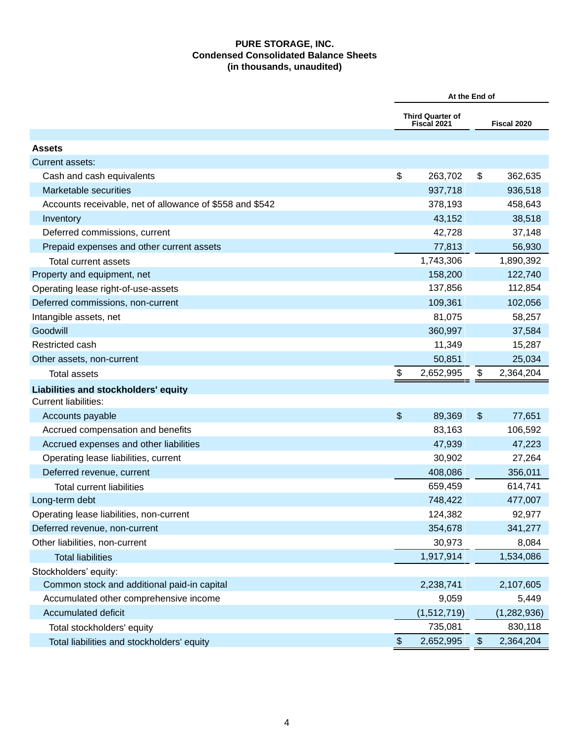# PURE STORAGE, INC.
## Condensed Consolidated Balance Sheets
### (in thousands, unaudited)

| | At the End of | |
|---|---|---|
| | Third Quarter of Fiscal 2021 | Fiscal 2020 |
| **Assets** | | |
| Current assets: | | |
| Cash and cash equivalents | $ 263,702 | $ 362,635 |
| Marketable securities | 937,718 | 936,518 |
| Accounts receivable, net of allowance of $558 and $542 | 378,193 | 458,643 |
| Inventory | 43,152 | 38,518 |
| Deferred commissions, current | 42,728 | 37,148 |
| Prepaid expenses and other current assets | 77,813 | 56,930 |
| Total current assets | 1,743,306 | 1,890,392 |
| Property and equipment, net | 158,200 | 122,740 |
| Operating lease right-of-use-assets | 137,856 | 112,854 |
| Deferred commissions, non-current | 109,361 | 102,056 |
| Intangible assets, net | 81,075 | 58,257 |
| Goodwill | 360,997 | 37,584 |
| Restricted cash | 11,349 | 15,287 |
| Other assets, non-current | 50,851 | 25,034 |
| Total assets | $ 2,652,995 | $ 2,364,204 |
| **Liabilities and stockholders' equity** | | |
| Current liabilities: | | |
| Accounts payable | $ 89,369 | $ 77,651 |
| Accrued compensation and benefits | 83,163 | 106,592 |
| Accrued expenses and other liabilities | 47,939 | 47,223 |
| Operating lease liabilities, current | 30,902 | 27,264 |
| Deferred revenue, current | 408,086 | 356,011 |
| Total current liabilities | 659,459 | 614,741 |
| Long-term debt | 748,422 | 477,007 |
| Operating lease liabilities, non-current | 124,382 | 92,977 |
| Deferred revenue, non-current | 354,678 | 341,277 |
| Other liabilities, non-current | 30,973 | 8,084 |
| Total liabilities | 1,917,914 | 1,534,086 |
| Stockholders' equity: | | |
| Common stock and additional paid-in capital | 2,238,741 | 2,107,605 |
| Accumulated other comprehensive income | 9,059 | 5,449 |
| Accumulated deficit | (1,512,719) | (1,282,936) |
| Total stockholders' equity | 735,081 | 830,118 |
| Total liabilities and stockholders' equity | $ 2,652,995 | $ 2,364,204 |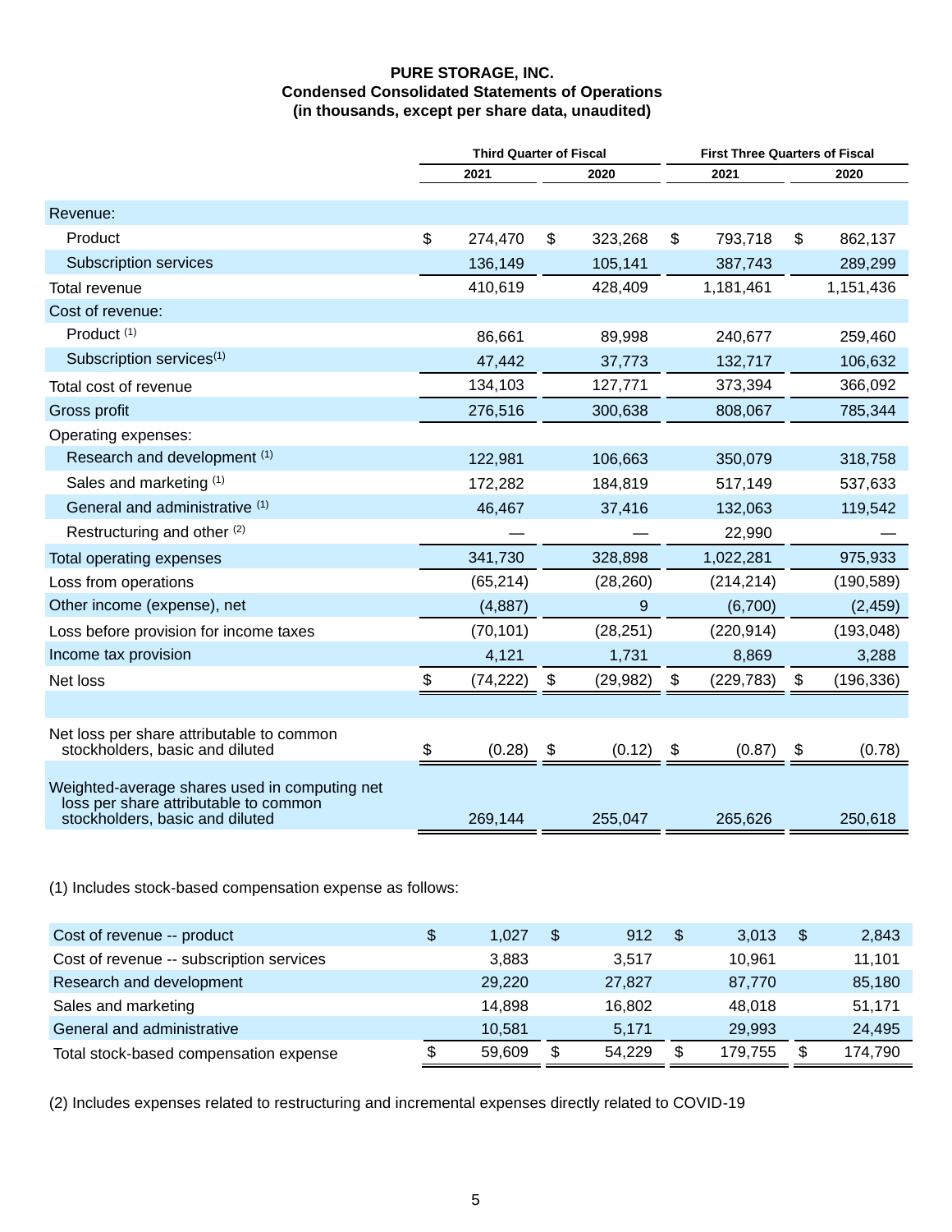**PURE STORAGE, INC.**
**Condensed Consolidated Statements of Operations**
**(in thousands, except per share data, unaudited)**

| | Third Quarter of Fiscal | | First Three Quarters of Fiscal | |
|---|---|---|---|---|
| | 2021 | 2020 | 2021 | 2020 |
| Revenue: | | | | |
| Product | $ 274,470 | $ 323,268 | $ 793,718 | $ 862,137 |
| Subscription services | 136,149 | 105,141 | 387,743 | 289,299 |
| Total revenue | 410,619 | 428,409 | 1,181,461 | 1,151,436 |
| Cost of revenue: | | | | |
| Product [1] | 86,661 | 89,998 | 240,677 | 259,460 |
| Subscription services[1] | 47,442 | 37,773 | 132,717 | 106,632 |
| Total cost of revenue | 134,103 | 127,771 | 373,394 | 366,092 |
| Gross profit | 276,516 | 300,638 | 808,067 | 785,344 |
| Operating expenses: | | | | |
| Research and development [1] | 122,981 | 106,663 | 350,079 | 318,758 |
| Sales and marketing [1] | 172,282 | 184,819 | 517,149 | 537,633 |
| General and administrative [1] | 46,467 | 37,416 | 132,063 | 119,542 |
| Restructuring and other [2] | — | — | 22,990 | — |
| Total operating expenses | 341,730 | 328,898 | 1,022,281 | 975,933 |
| Loss from operations | (65,214) | (28,260) | (214,214) | (190,589) |
| Other income (expense), net | (4,887) | 9 | (6,700) | (2,459) |
| Loss before provision for income taxes | (70,101) | (28,251) | (220,914) | (193,048) |
| Income tax provision | 4,121 | 1,731 | 8,869 | 3,288 |
| Net loss | $ (74,222) | $ (29,982) | $ (229,783) | $ (196,336) |
| | | | | |
| Net loss per share attributable to common stockholders, basic and diluted | $ (0.28) | $ (0.12) | $ (0.87) | $ (0.78) |
| Weighted-average shares used in computing net loss per share attributable to common stockholders, basic and diluted | 269,144 | 255,047 | 265,626 | 250,618 |

(1) Includes stock-based compensation expense as follows:

| | | | | |
|---|---|---|---|---|
| Cost of revenue -- product | $ 1,027 | $ 912 | $ 3,013 | $ 2,843 |
| Cost of revenue -- subscription services | 3,883 | 3,517 | 10,961 | 11,101 |
| Research and development | 29,220 | 27,827 | 87,770 | 85,180 |
| Sales and marketing | 14,898 | 16,802 | 48,018 | 51,171 |
| General and administrative | 10,581 | 5,171 | 29,993 | 24,495 |
| Total stock-based compensation expense | $ 59,609 | $ 54,229 | $ 179,755 | $ 174,790 |

(2) Includes expenses related to restructuring and incremental expenses directly related to COVID-19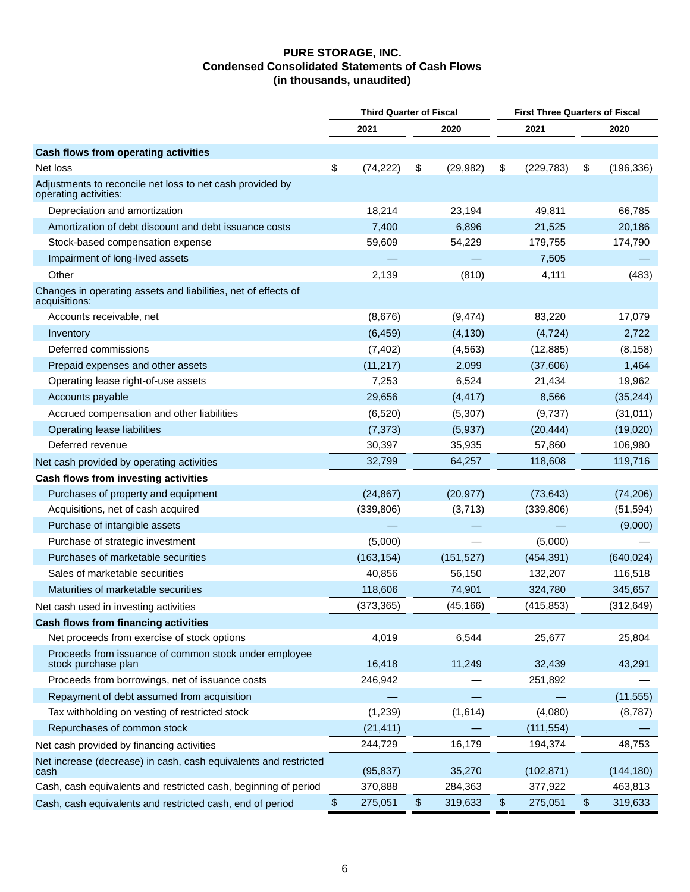# PURE STORAGE, INC.
## Condensed Consolidated Statements of Cash Flows
## (in thousands, unaudited)

| | Third Quarter of Fiscal | | First Three Quarters of Fiscal | |
|---|---|---|---|---|
| | 2021 | 2020 | 2021 | 2020 |
| **Cash flows from operating activities** | | | | |
| Net loss | $ (74,222) | $ (29,982) | $ (229,783) | $ (196,336) |
| Adjustments to reconcile net loss to net cash provided by operating activities: | | | | |
| Depreciation and amortization | 18,214 | 23,194 | 49,811 | 66,785 |
| Amortization of debt discount and debt issuance costs | 7,400 | 6,896 | 21,525 | 20,186 |
| Stock-based compensation expense | 59,609 | 54,229 | 179,755 | 174,790 |
| Impairment of long-lived assets | — | — | 7,505 | — |
| Other | 2,139 | (810) | 4,111 | (483) |
| Changes in operating assets and liabilities, net of effects of acquisitions: | | | | |
| Accounts receivable, net | (8,676) | (9,474) | 83,220 | 17,079 |
| Inventory | (6,459) | (4,130) | (4,724) | 2,722 |
| Deferred commissions | (7,402) | (4,563) | (12,885) | (8,158) |
| Prepaid expenses and other assets | (11,217) | 2,099 | (37,606) | 1,464 |
| Operating lease right-of-use assets | 7,253 | 6,524 | 21,434 | 19,962 |
| Accounts payable | 29,656 | (4,417) | 8,566 | (35,244) |
| Accrued compensation and other liabilities | (6,520) | (5,307) | (9,737) | (31,011) |
| Operating lease liabilities | (7,373) | (5,937) | (20,444) | (19,020) |
| Deferred revenue | 30,397 | 35,935 | 57,860 | 106,980 |
| Net cash provided by operating activities | 32,799 | 64,257 | 118,608 | 119,716 |
| **Cash flows from investing activities** | | | | |
| Purchases of property and equipment | (24,867) | (20,977) | (73,643) | (74,206) |
| Acquisitions, net of cash acquired | (339,806) | (3,713) | (339,806) | (51,594) |
| Purchase of intangible assets | — | — | — | (9,000) |
| Purchase of strategic investment | (5,000) | — | (5,000) | — |
| Purchases of marketable securities | (163,154) | (151,527) | (454,391) | (640,024) |
| Sales of marketable securities | 40,856 | 56,150 | 132,207 | 116,518 |
| Maturities of marketable securities | 118,606 | 74,901 | 324,780 | 345,657 |
| Net cash used in investing activities | (373,365) | (45,166) | (415,853) | (312,649) |
| **Cash flows from financing activities** | | | | |
| Net proceeds from exercise of stock options | 4,019 | 6,544 | 25,677 | 25,804 |
| Proceeds from issuance of common stock under employee stock purchase plan | 16,418 | 11,249 | 32,439 | 43,291 |
| Proceeds from borrowings, net of issuance costs | 246,942 | — | 251,892 | — |
| Repayment of debt assumed from acquisition | — | — | — | (11,555) |
| Tax withholding on vesting of restricted stock | (1,239) | (1,614) | (4,080) | (8,787) |
| Repurchases of common stock | (21,411) | — | (111,554) | — |
| Net cash provided by financing activities | 244,729 | 16,179 | 194,374 | 48,753 |
| Net increase (decrease) in cash, cash equivalents and restricted cash | (95,837) | 35,270 | (102,871) | (144,180) |
| Cash, cash equivalents and restricted cash, beginning of period | 370,888 | 284,363 | 377,922 | 463,813 |
| Cash, cash equivalents and restricted cash, end of period | $ 275,051 | $ 319,633 | $ 275,051 | $ 319,633 |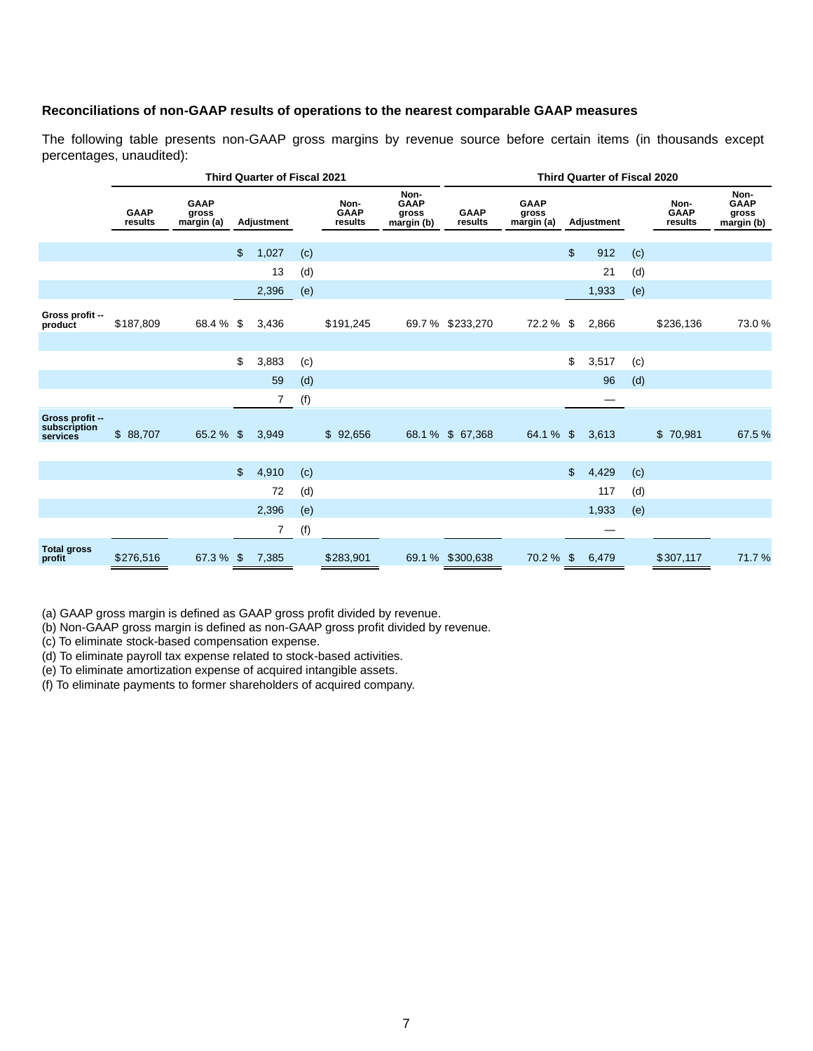### Reconciliations of non-GAAP results of operations to the nearest comparable GAAP measures

The following table presents non-GAAP gross margins by revenue source before certain items (in thousands except percentages, unaudited):

| | Third Quarter of Fiscal 2021 | | | | | | Third Quarter of Fiscal 2020 | | | | | |
|---|---|---|---|---|---|---|---|---|---|---|---|---|
| | GAAP results | GAAP gross margin (a) | Adjustment | | Non-GAAP results | Non-GAAP gross margin (b) | GAAP results | GAAP gross margin (a) | Adjustment | | Non-GAAP results | Non-GAAP gross margin (b) |
| | | | $ 1,027 | (c) | | | | | $ 912 | (c) | | |
| | | | 13 | (d) | | | | | 21 | (d) | | |
| | | | 2,396 | (e) | | | | | 1,933 | (e) | | |
| **Gross profit -- product** | $187,809 | 68.4 % | $ 3,436 | | $191,245 | 69.7 % | $233,270 | 72.2 % | $ 2,866 | | $236,136 | 73.0 % |
| | | | $ 3,883 | (c) | | | | | $ 3,517 | (c) | | |
| | | | 59 | (d) | | | | | 96 | (d) | | |
| | | | 7 | (f) | | | | | — | | | |
| **Gross profit -- subscription services** | $ 88,707 | 65.2 % | $ 3,949 | | $ 92,656 | 68.1 % | $ 67,368 | 64.1 % | $ 3,613 | | $ 70,981 | 67.5 % |
| | | | $ 4,910 | (c) | | | | | $ 4,429 | (c) | | |
| | | | 72 | (d) | | | | | 117 | (d) | | |
| | | | 2,396 | (e) | | | | | 1,933 | (e) | | |
| | | | 7 | (f) | | | | | — | | | |
| **Total gross profit** | $276,516 | 67.3 % | $ 7,385 | | $283,901 | 69.1 % | $300,638 | 70.2 % | $ 6,479 | | $307,117 | 71.7 % |

(a) GAAP gross margin is defined as GAAP gross profit divided by revenue.
(b) Non-GAAP gross margin is defined as non-GAAP gross profit divided by revenue.
(c) To eliminate stock-based compensation expense.
(d) To eliminate payroll tax expense related to stock-based activities.
(e) To eliminate amortization expense of acquired intangible assets.
(f) To eliminate payments to former shareholders of acquired company.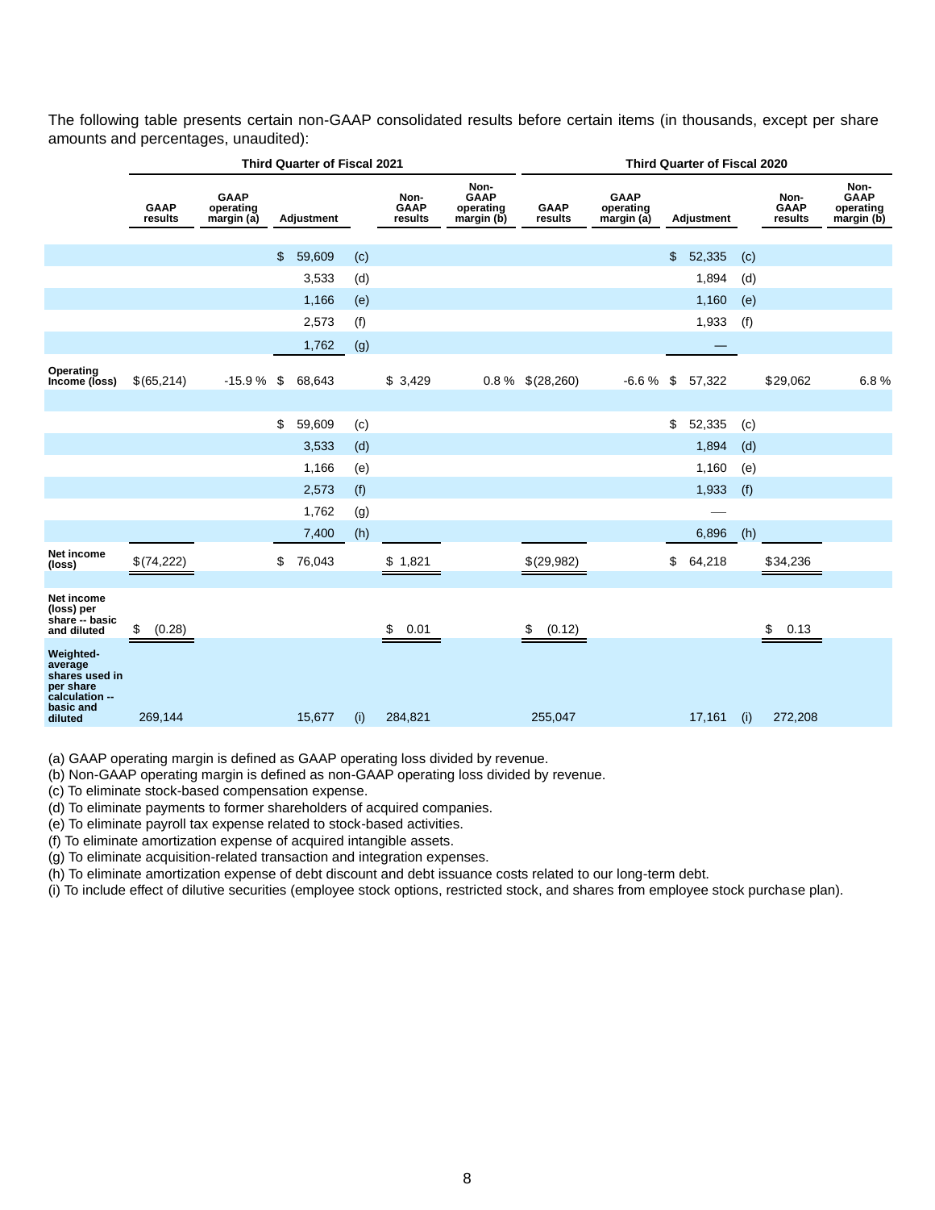The following table presents certain non-GAAP consolidated results before certain items (in thousands, except per share amounts and percentages, unaudited):

| | Third Quarter of Fiscal 2021 | | | | | | Third Quarter of Fiscal 2020 | | | | | |
|---|---|---|---|---|---|---|---|---|---|---|---|---|
| | GAAP results | GAAP operating margin (a) | Adjustment | | Non-GAAP results | Non-GAAP operating margin (b) | GAAP results | GAAP operating margin (a) | Adjustment | | Non-GAAP results | Non-GAAP operating margin (b) |
| | | | $ 59,609 | (c) | | | | | $ 52,335 | (c) | | |
| | | | 3,533 | (d) | | | | | 1,894 | (d) | | |
| | | | 1,166 | (e) | | | | | 1,160 | (e) | | |
| | | | 2,573 | (f) | | | | | 1,933 | (f) | | |
| | | | 1,762 | (g) | | | | | — | | | |
| Operating Income (loss) | $(65,214) | -15.9 % | $ 68,643 | | $ 3,429 | 0.8 % | $(28,260) | -6.6 % | $ 57,322 | | $29,062 | 6.8 % |
| | | | | | | | | | | | | |
| | | | $ 59,609 | (c) | | | | | $ 52,335 | (c) | | |
| | | | 3,533 | (d) | | | | | 1,894 | (d) | | |
| | | | 1,166 | (e) | | | | | 1,160 | (e) | | |
| | | | 2,573 | (f) | | | | | 1,933 | (f) | | |
| | | | 1,762 | (g) | | | | | — | | | |
| | | | 7,400 | (h) | | | | | 6,896 | (h) | | |
| Net income (loss) | $(74,222) | | $ 76,043 | | $ 1,821 | | $(29,982) | | $ 64,218 | | $34,236 | |
| | | | | | | | | | | | | |
| Net income (loss) per share -- basic and diluted | $ (0.28) | | | | $ 0.01 | | $ (0.12) | | | | $ 0.13 | |
| Weighted-average shares used in per share calculation -- basic and diluted | 269,144 | | 15,677 | (i) | 284,821 | | 255,047 | | 17,161 | (i) | 272,208 | |

(a) GAAP operating margin is defined as GAAP operating loss divided by revenue.
(b) Non-GAAP operating margin is defined as non-GAAP operating loss divided by revenue.
(c) To eliminate stock-based compensation expense.
(d) To eliminate payments to former shareholders of acquired companies.
(e) To eliminate payroll tax expense related to stock-based activities.
(f) To eliminate amortization expense of acquired intangible assets.
(g) To eliminate acquisition-related transaction and integration expenses.
(h) To eliminate amortization expense of debt discount and debt issuance costs related to our long-term debt.
(i) To include effect of dilutive securities (employee stock options, restricted stock, and shares from employee stock purchase plan).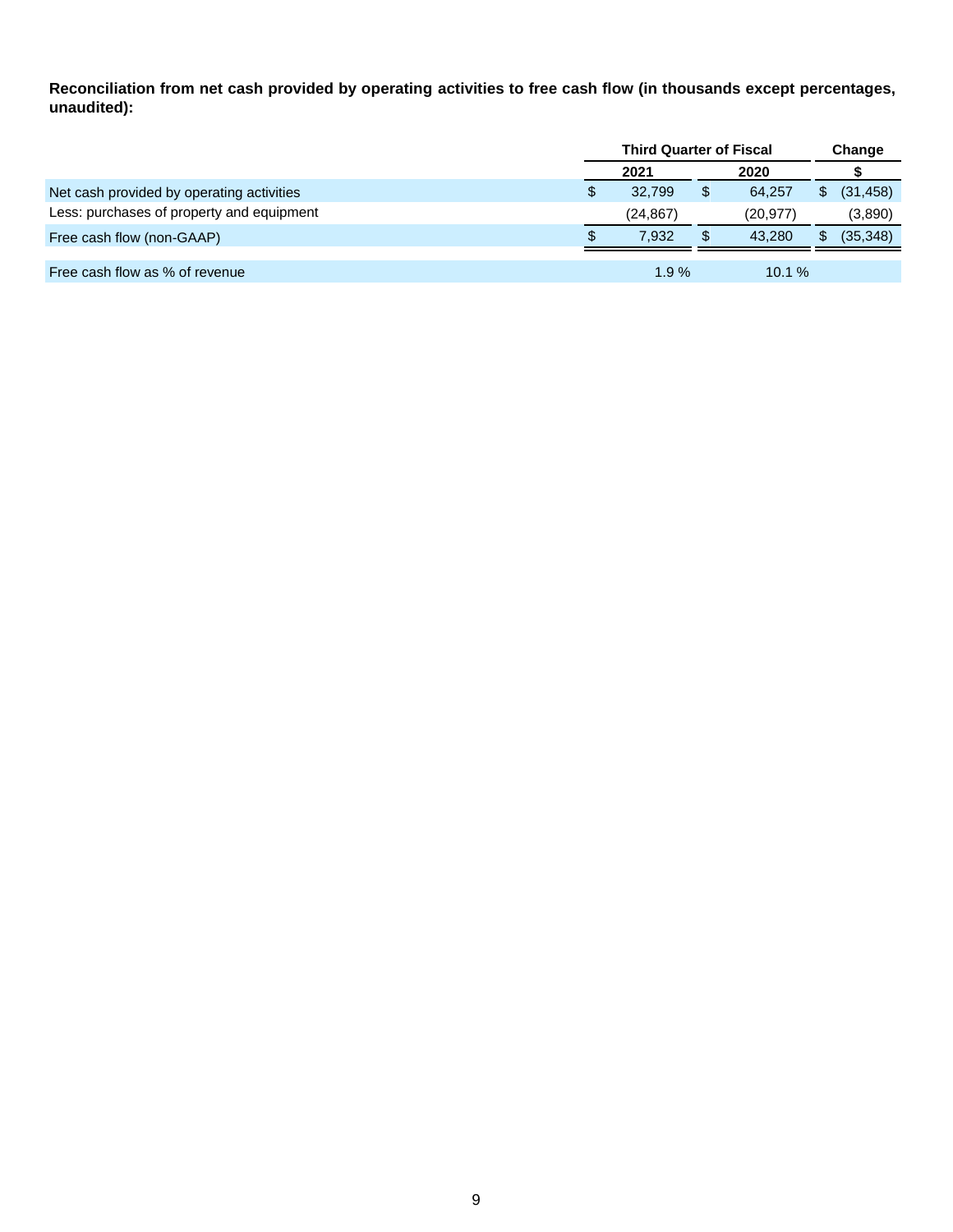**Reconciliation from net cash provided by operating activities to free cash flow (in thousands except percentages, unaudited):**

| | Third Quarter of Fiscal | | Change |
|---|---|---|---|
| | 2021 | 2020 | $ |
| Net cash provided by operating activities | $ 32,799 | $ 64,257 | $ (31,458) |
| Less: purchases of property and equipment | (24,867) | (20,977) | (3,890) |
| Free cash flow (non-GAAP) | $ 7,932 | $ 43,280 | $ (35,348) |
| Free cash flow as % of revenue | 1.9 % | 10.1 % | |